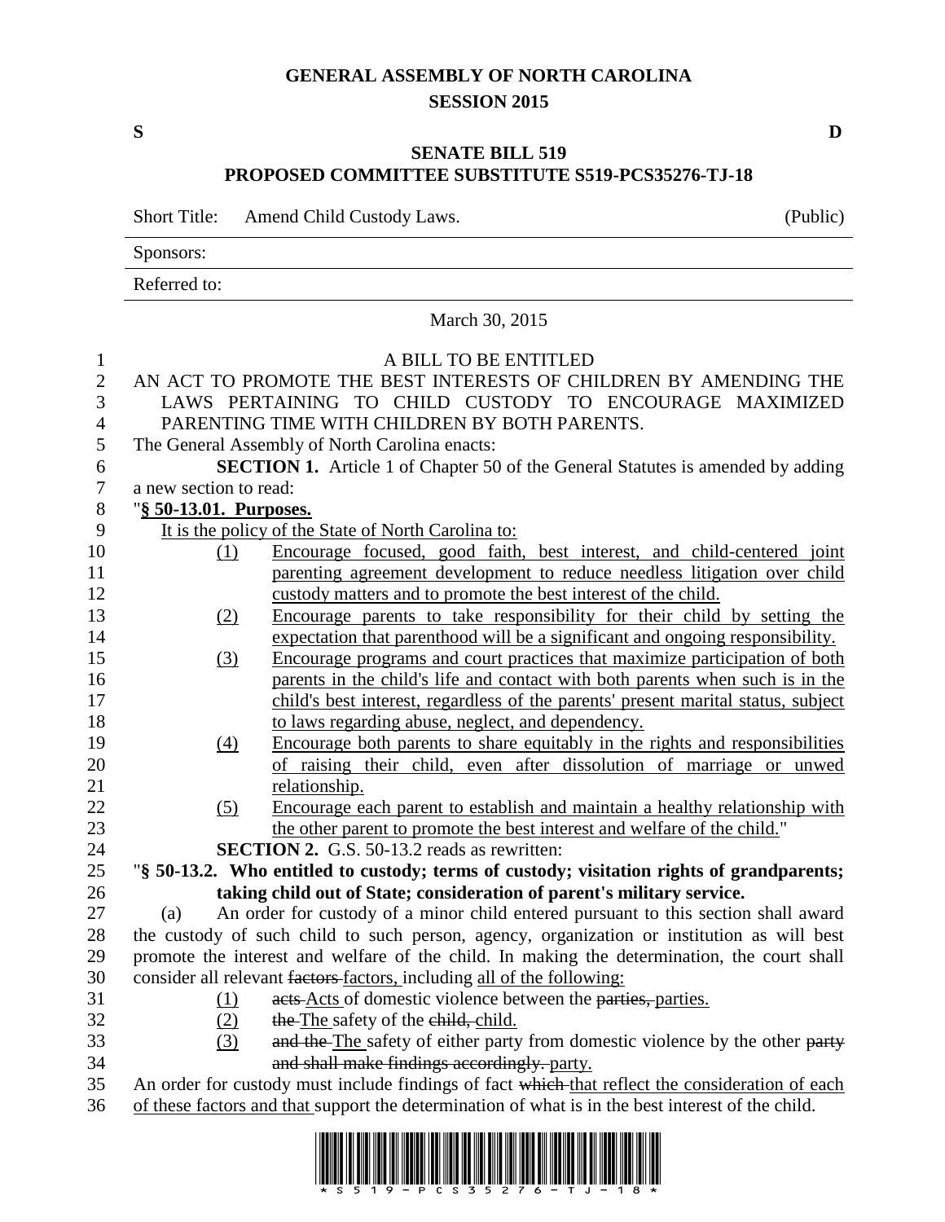**GENERAL ASSEMBLY OF NORTH CAROLINA**
**SESSION 2015**

**S** **D**

**SENATE BILL 519**
**PROPOSED COMMITTEE SUBSTITUTE S519-PCS35276-TJ-18**

Short Title: Amend Child Custody Laws. (Public)

Sponsors:

Referred to:

March 30, 2015

A BILL TO BE ENTITLED

AN ACT TO PROMOTE THE BEST INTERESTS OF CHILDREN BY AMENDING THE LAWS PERTAINING TO CHILD CUSTODY TO ENCOURAGE MAXIMIZED PARENTING TIME WITH CHILDREN BY BOTH PARENTS.

The General Assembly of North Carolina enacts:

**SECTION 1.** Article 1 of Chapter 50 of the General Statutes is amended by adding a new section to read:

"**§ 50-13.01. Purposes.**

It is the policy of the State of North Carolina to:

(1) Encourage focused, good faith, best interest, and child-centered joint parenting agreement development to reduce needless litigation over child custody matters and to promote the best interest of the child.

(2) Encourage parents to take responsibility for their child by setting the expectation that parenthood will be a significant and ongoing responsibility.

(3) Encourage programs and court practices that maximize participation of both parents in the child's life and contact with both parents when such is in the child's best interest, regardless of the parents' present marital status, subject to laws regarding abuse, neglect, and dependency.

(4) Encourage both parents to share equitably in the rights and responsibilities of raising their child, even after dissolution of marriage or unwed relationship.

(5) Encourage each parent to establish and maintain a healthy relationship with the other parent to promote the best interest and welfare of the child."

**SECTION 2.** G.S. 50-13.2 reads as rewritten:

"**§ 50-13.2. Who entitled to custody; terms of custody; visitation rights of grandparents; taking child out of State; consideration of parent's military service.**

(a) An order for custody of a minor child entered pursuant to this section shall award the custody of such child to such person, agency, organization or institution as will best promote the interest and welfare of the child. In making the determination, the court shall consider all relevant ~~factors~~ factors, including all of the following:

(1) ~~acts~~ Acts of domestic violence between the ~~parties,~~ parties.

(2) ~~the~~ The safety of the ~~child,~~ child.

(3) ~~and the~~ The safety of either party from domestic violence by the other ~~party and shall make findings accordingly.~~ party.

An order for custody must include findings of fact ~~which~~ that reflect the consideration of each of these factors and that support the determination of what is in the best interest of the child.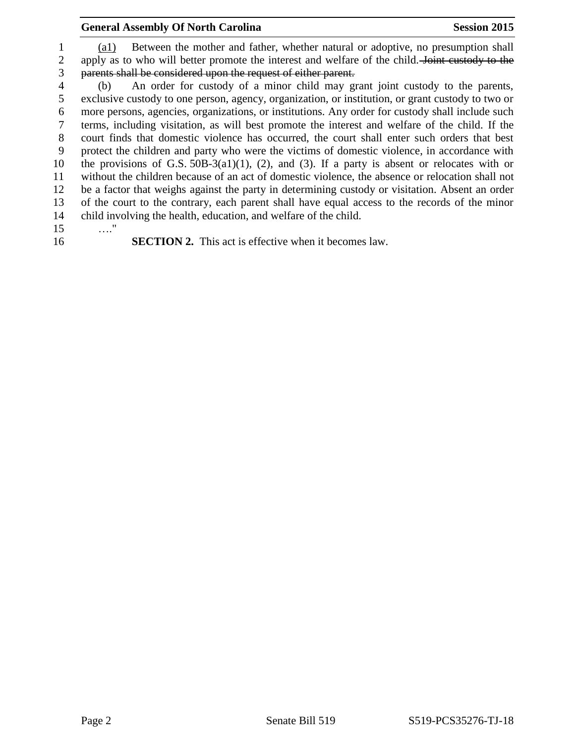(a1) Between the mother and father, whether natural or adoptive, no presumption shall apply as to who will better promote the interest and welfare of the child. ~~Joint custody to the parents shall be considered upon the request of either parent.~~

(b) An order for custody of a minor child may grant joint custody to the parents, exclusive custody to one person, agency, organization, or institution, or grant custody to two or more persons, agencies, organizations, or institutions. Any order for custody shall include such terms, including visitation, as will best promote the interest and welfare of the child. If the court finds that domestic violence has occurred, the court shall enter such orders that best protect the children and party who were the victims of domestic violence, in accordance with the provisions of G.S. 50B-3(a1)(1), (2), and (3). If a party is absent or relocates with or without the children because of an act of domestic violence, the absence or relocation shall not be a factor that weighs against the party in determining custody or visitation. Absent an order of the court to the contrary, each parent shall have equal access to the records of the minor child involving the health, education, and welfare of the child.

…."

**SECTION 2.** This act is effective when it becomes law.